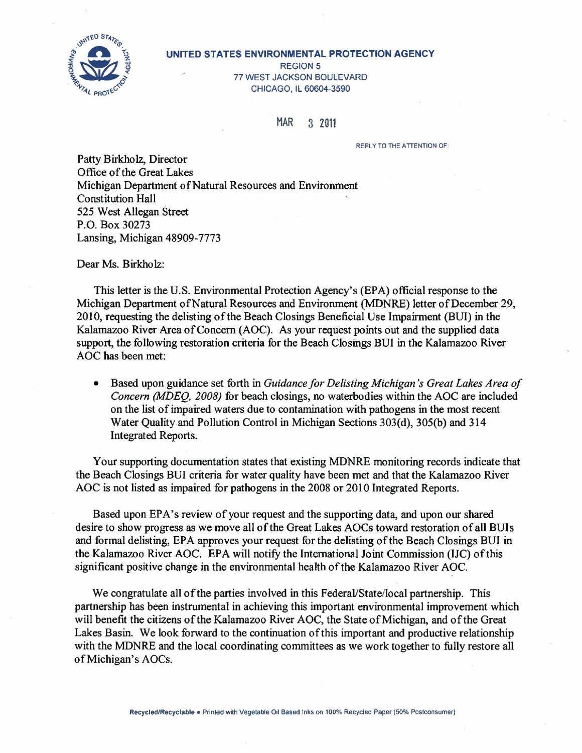**UNITED STATES ENVIRONMENTAL PROTECTION AGENCY**
REGION 5
77 WEST JACKSON BOULEVARD
CHICAGO, IL 60604-3590

MAR 3 2011

REPLY TO THE ATTENTION OF:

Patty Birkholz, Director
Office of the Great Lakes
Michigan Department of Natural Resources and Environment
Constitution Hall
525 West Allegan Street
P.O. Box 30273
Lansing, Michigan 48909-7773

Dear Ms. Birkholz:

This letter is the U.S. Environmental Protection Agency's (EPA) official response to the Michigan Department of Natural Resources and Environment (MDNRE) letter of December 29, 2010, requesting the delisting of the Beach Closings Beneficial Use Impairment (BUI) in the Kalamazoo River Area of Concern (AOC). As your request points out and the supplied data support, the following restoration criteria for the Beach Closings BUI in the Kalamazoo River AOC has been met:

- Based upon guidance set forth in *Guidance for Delisting Michigan's Great Lakes Area of Concern (MDEQ, 2008)* for beach closings, no waterbodies within the AOC are included on the list of impaired waters due to contamination with pathogens in the most recent Water Quality and Pollution Control in Michigan Sections 303(d), 305(b) and 314 Integrated Reports.

Your supporting documentation states that existing MDNRE monitoring records indicate that the Beach Closings BUI criteria for water quality have been met and that the Kalamazoo River AOC is not listed as impaired for pathogens in the 2008 or 2010 Integrated Reports.

Based upon EPA's review of your request and the supporting data, and upon our shared desire to show progress as we move all of the Great Lakes AOCs toward restoration of all BUIs and formal delisting, EPA approves your request for the delisting of the Beach Closings BUI in the Kalamazoo River AOC. EPA will notify the International Joint Commission (IJC) of this significant positive change in the environmental health of the Kalamazoo River AOC.

We congratulate all of the parties involved in this Federal/State/local partnership. This partnership has been instrumental in achieving this important environmental improvement which will benefit the citizens of the Kalamazoo River AOC, the State of Michigan, and of the Great Lakes Basin. We look forward to the continuation of this important and productive relationship with the MDNRE and the local coordinating committees as we work together to fully restore all of Michigan's AOCs.

Recycled/Recyclable • Printed with Vegetable Oil Based Inks on 100% Recycled Paper (50% Postconsumer)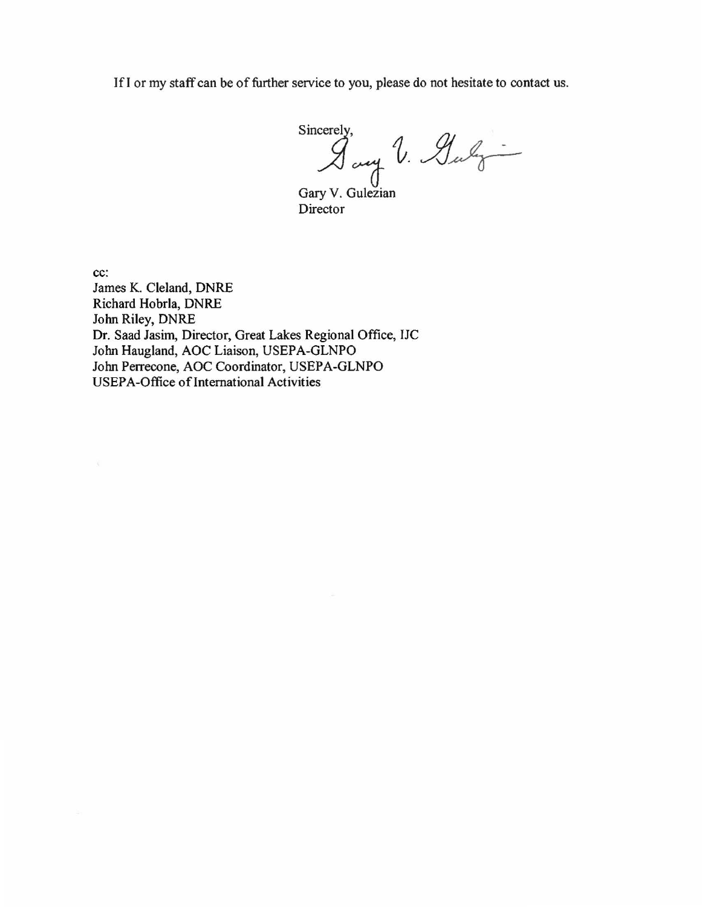If I or my staff can be of further service to you, please do not hesitate to contact us.

Sincerely,

Gary V. Gulezian
Director

cc:
James K. Cleland, DNRE
Richard Hobrla, DNRE
John Riley, DNRE
Dr. Saad Jasim, Director, Great Lakes Regional Office, IJC
John Haugland, AOC Liaison, USEPA-GLNPO
John Perrecone, AOC Coordinator, USEPA-GLNPO
USEPA-Office of International Activities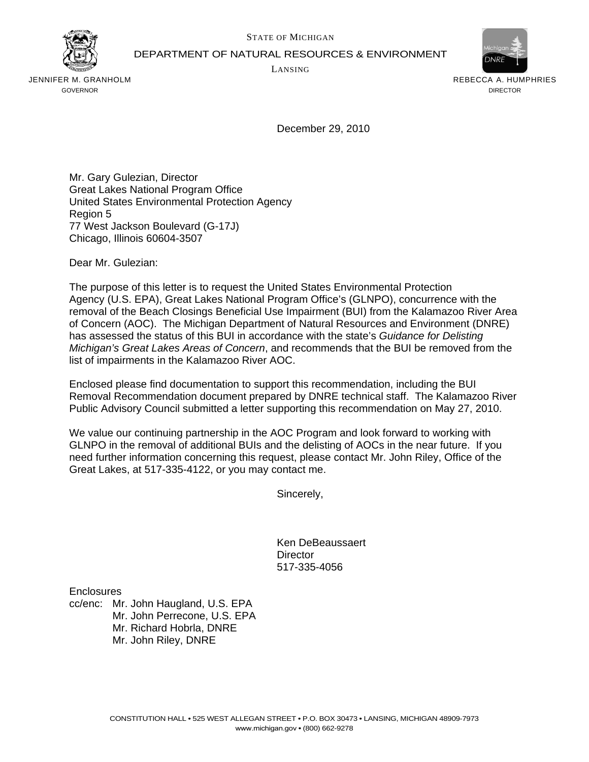STATE OF MICHIGAN

DEPARTMENT OF NATURAL RESOURCES & ENVIRONMENT

LANSING

JENNIFER M. GRANHOLM
GOVERNOR

REBECCA A. HUMPHRIES
DIRECTOR

December 29, 2010

Mr. Gary Gulezian, Director
Great Lakes National Program Office
United States Environmental Protection Agency
Region 5
77 West Jackson Boulevard (G-17J)
Chicago, Illinois 60604-3507

Dear Mr. Gulezian:

The purpose of this letter is to request the United States Environmental Protection Agency (U.S. EPA), Great Lakes National Program Office's (GLNPO), concurrence with the removal of the Beach Closings Beneficial Use Impairment (BUI) from the Kalamazoo River Area of Concern (AOC). The Michigan Department of Natural Resources and Environment (DNRE) has assessed the status of this BUI in accordance with the state's *Guidance for Delisting Michigan's Great Lakes Areas of Concern*, and recommends that the BUI be removed from the list of impairments in the Kalamazoo River AOC.

Enclosed please find documentation to support this recommendation, including the BUI Removal Recommendation document prepared by DNRE technical staff. The Kalamazoo River Public Advisory Council submitted a letter supporting this recommendation on May 27, 2010.

We value our continuing partnership in the AOC Program and look forward to working with GLNPO in the removal of additional BUIs and the delisting of AOCs in the near future. If you need further information concerning this request, please contact Mr. John Riley, Office of the Great Lakes, at 517-335-4122, or you may contact me.

Sincerely,

Ken DeBeaussaert
Director
517-335-4056

Enclosures
cc/enc: Mr. John Haugland, U.S. EPA
Mr. John Perrecone, U.S. EPA
Mr. Richard Hobrla, DNRE
Mr. John Riley, DNRE

CONSTITUTION HALL • 525 WEST ALLEGAN STREET • P.O. BOX 30473 • LANSING, MICHIGAN 48909-7973
www.michigan.gov • (800) 662-9278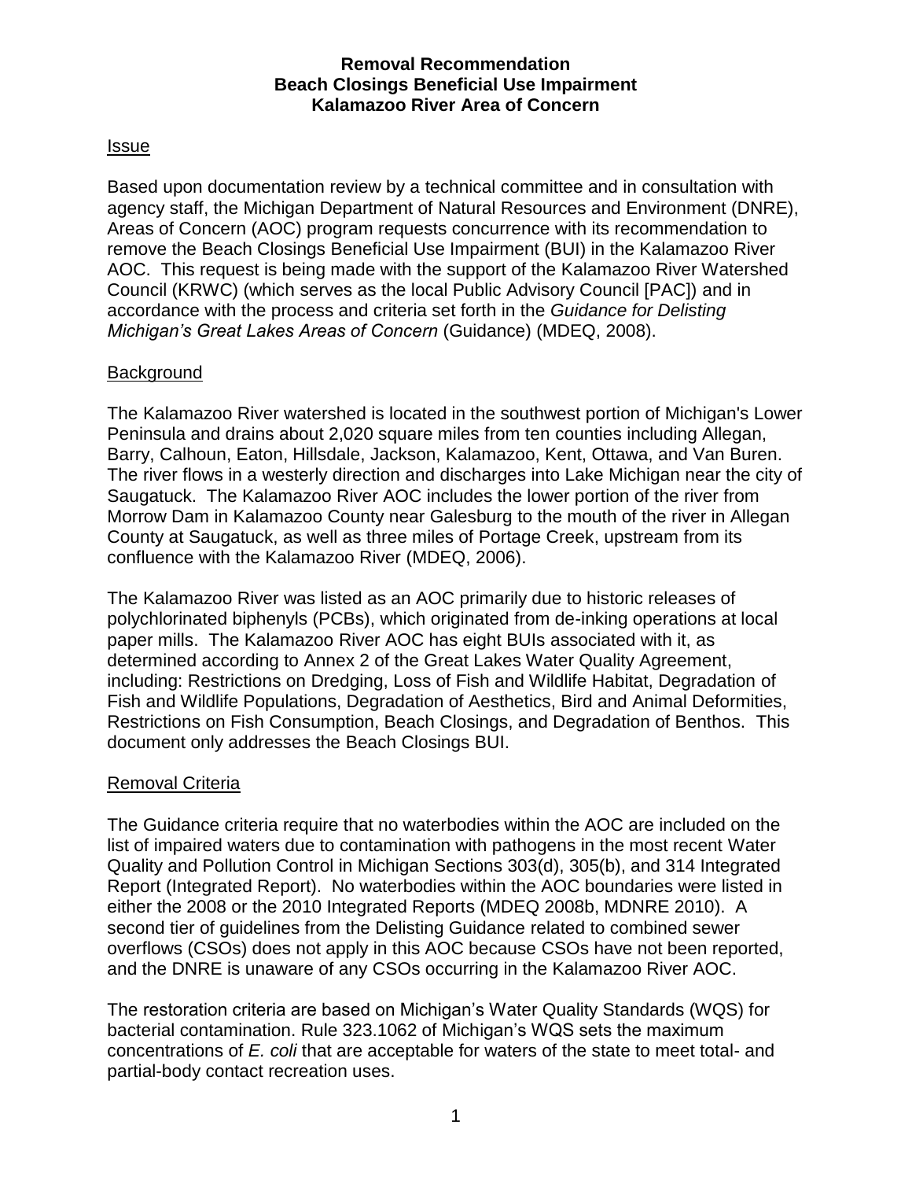**Removal Recommendation**
**Beach Closings Beneficial Use Impairment**
**Kalamazoo River Area of Concern**

## Issue

Based upon documentation review by a technical committee and in consultation with agency staff, the Michigan Department of Natural Resources and Environment (DNRE), Areas of Concern (AOC) program requests concurrence with its recommendation to remove the Beach Closings Beneficial Use Impairment (BUI) in the Kalamazoo River AOC. This request is being made with the support of the Kalamazoo River Watershed Council (KRWC) (which serves as the local Public Advisory Council [PAC]) and in accordance with the process and criteria set forth in the *Guidance for Delisting Michigan's Great Lakes Areas of Concern* (Guidance) (MDEQ, 2008).

## Background

The Kalamazoo River watershed is located in the southwest portion of Michigan's Lower Peninsula and drains about 2,020 square miles from ten counties including Allegan, Barry, Calhoun, Eaton, Hillsdale, Jackson, Kalamazoo, Kent, Ottawa, and Van Buren. The river flows in a westerly direction and discharges into Lake Michigan near the city of Saugatuck. The Kalamazoo River AOC includes the lower portion of the river from Morrow Dam in Kalamazoo County near Galesburg to the mouth of the river in Allegan County at Saugatuck, as well as three miles of Portage Creek, upstream from its confluence with the Kalamazoo River (MDEQ, 2006).

The Kalamazoo River was listed as an AOC primarily due to historic releases of polychlorinated biphenyls (PCBs), which originated from de-inking operations at local paper mills. The Kalamazoo River AOC has eight BUIs associated with it, as determined according to Annex 2 of the Great Lakes Water Quality Agreement, including: Restrictions on Dredging, Loss of Fish and Wildlife Habitat, Degradation of Fish and Wildlife Populations, Degradation of Aesthetics, Bird and Animal Deformities, Restrictions on Fish Consumption, Beach Closings, and Degradation of Benthos. This document only addresses the Beach Closings BUI.

## Removal Criteria

The Guidance criteria require that no waterbodies within the AOC are included on the list of impaired waters due to contamination with pathogens in the most recent Water Quality and Pollution Control in Michigan Sections 303(d), 305(b), and 314 Integrated Report (Integrated Report). No waterbodies within the AOC boundaries were listed in either the 2008 or the 2010 Integrated Reports (MDEQ 2008b, MDNRE 2010). A second tier of guidelines from the Delisting Guidance related to combined sewer overflows (CSOs) does not apply in this AOC because CSOs have not been reported, and the DNRE is unaware of any CSOs occurring in the Kalamazoo River AOC.

The restoration criteria are based on Michigan's Water Quality Standards (WQS) for bacterial contamination. Rule 323.1062 of Michigan's WQS sets the maximum concentrations of *E. coli* that are acceptable for waters of the state to meet total- and partial-body contact recreation uses.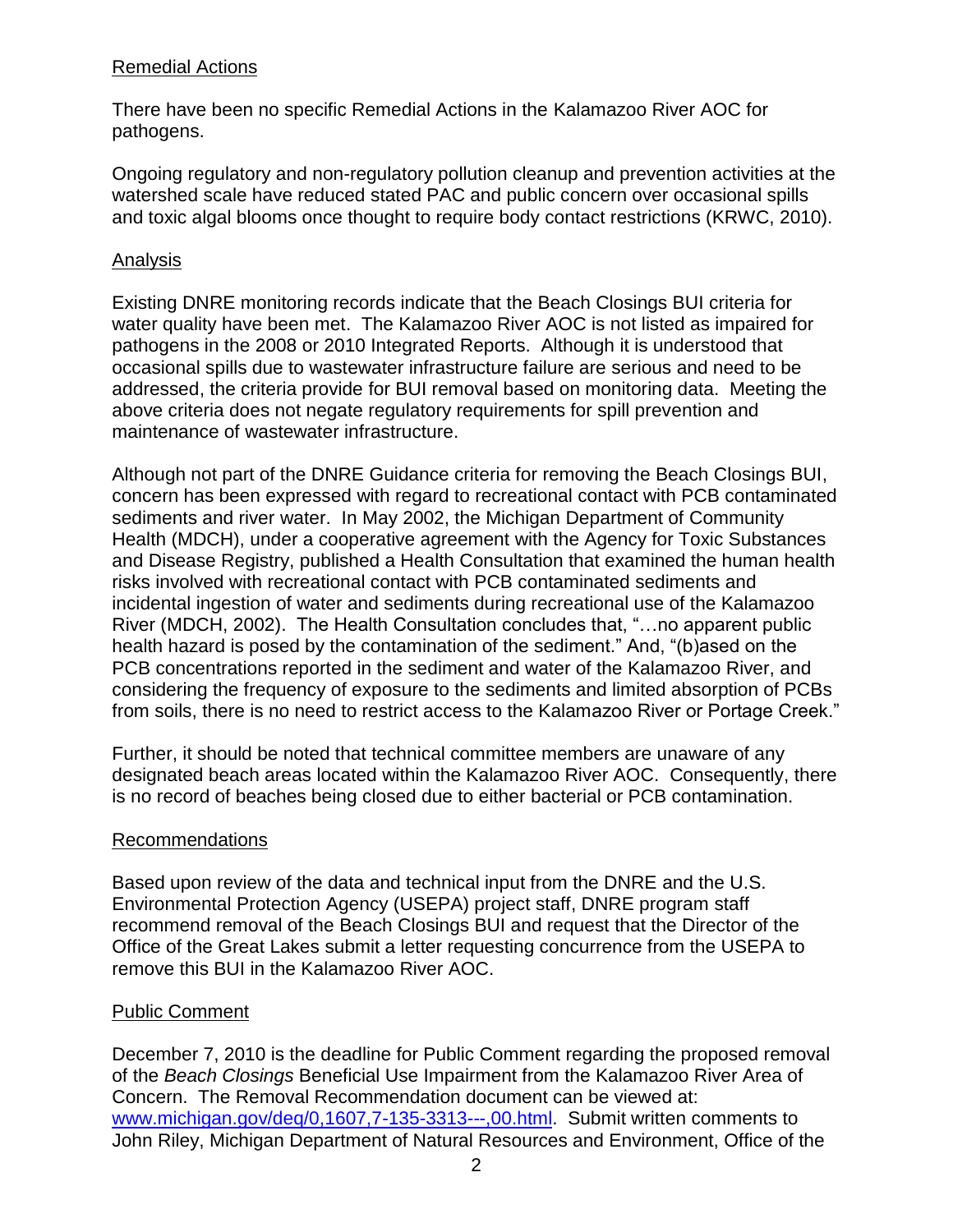## Remedial Actions

There have been no specific Remedial Actions in the Kalamazoo River AOC for pathogens.

Ongoing regulatory and non-regulatory pollution cleanup and prevention activities at the watershed scale have reduced stated PAC and public concern over occasional spills and toxic algal blooms once thought to require body contact restrictions (KRWC, 2010).

## Analysis

Existing DNRE monitoring records indicate that the Beach Closings BUI criteria for water quality have been met. The Kalamazoo River AOC is not listed as impaired for pathogens in the 2008 or 2010 Integrated Reports. Although it is understood that occasional spills due to wastewater infrastructure failure are serious and need to be addressed, the criteria provide for BUI removal based on monitoring data. Meeting the above criteria does not negate regulatory requirements for spill prevention and maintenance of wastewater infrastructure.

Although not part of the DNRE Guidance criteria for removing the Beach Closings BUI, concern has been expressed with regard to recreational contact with PCB contaminated sediments and river water. In May 2002, the Michigan Department of Community Health (MDCH), under a cooperative agreement with the Agency for Toxic Substances and Disease Registry, published a Health Consultation that examined the human health risks involved with recreational contact with PCB contaminated sediments and incidental ingestion of water and sediments during recreational use of the Kalamazoo River (MDCH, 2002). The Health Consultation concludes that, "…no apparent public health hazard is posed by the contamination of the sediment." And, "(b)ased on the PCB concentrations reported in the sediment and water of the Kalamazoo River, and considering the frequency of exposure to the sediments and limited absorption of PCBs from soils, there is no need to restrict access to the Kalamazoo River or Portage Creek."

Further, it should be noted that technical committee members are unaware of any designated beach areas located within the Kalamazoo River AOC. Consequently, there is no record of beaches being closed due to either bacterial or PCB contamination.

## Recommendations

Based upon review of the data and technical input from the DNRE and the U.S. Environmental Protection Agency (USEPA) project staff, DNRE program staff recommend removal of the Beach Closings BUI and request that the Director of the Office of the Great Lakes submit a letter requesting concurrence from the USEPA to remove this BUI in the Kalamazoo River AOC.

## Public Comment

December 7, 2010 is the deadline for Public Comment regarding the proposed removal of the *Beach Closings* Beneficial Use Impairment from the Kalamazoo River Area of Concern. The Removal Recommendation document can be viewed at: [www.michigan.gov/deq/0,1607,7-135-3313---,00.html](www.michigan.gov/deq/0,1607,7-135-3313---,00.html). Submit written comments to John Riley, Michigan Department of Natural Resources and Environment, Office of the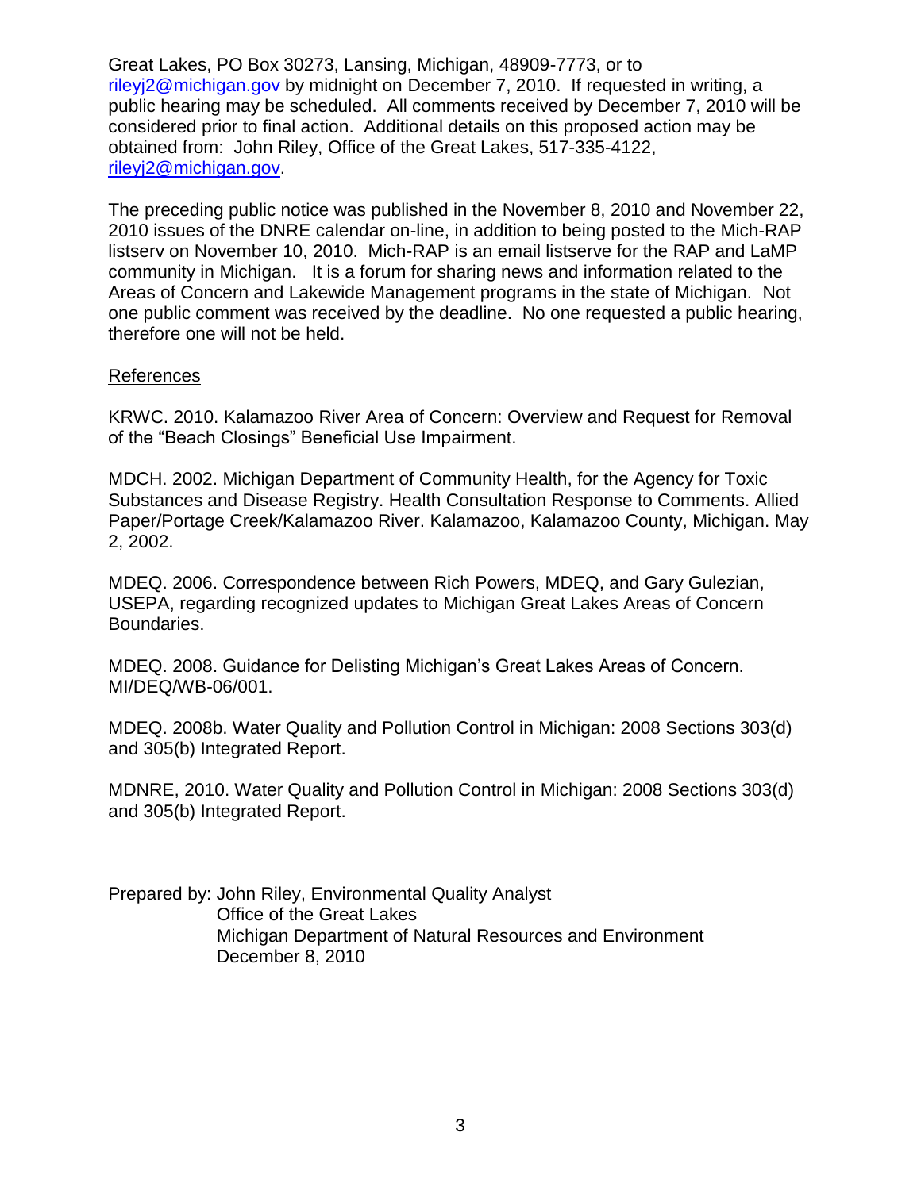Great Lakes, PO Box 30273, Lansing, Michigan, 48909-7773, or to rileyj2@michigan.gov by midnight on December 7, 2010. If requested in writing, a public hearing may be scheduled. All comments received by December 7, 2010 will be considered prior to final action. Additional details on this proposed action may be obtained from: John Riley, Office of the Great Lakes, 517-335-4122, rileyj2@michigan.gov.

The preceding public notice was published in the November 8, 2010 and November 22, 2010 issues of the DNRE calendar on-line, in addition to being posted to the Mich-RAP listserv on November 10, 2010. Mich-RAP is an email listserve for the RAP and LaMP community in Michigan. It is a forum for sharing news and information related to the Areas of Concern and Lakewide Management programs in the state of Michigan. Not one public comment was received by the deadline. No one requested a public hearing, therefore one will not be held.

References

KRWC. 2010. Kalamazoo River Area of Concern: Overview and Request for Removal of the "Beach Closings" Beneficial Use Impairment.

MDCH. 2002. Michigan Department of Community Health, for the Agency for Toxic Substances and Disease Registry. Health Consultation Response to Comments. Allied Paper/Portage Creek/Kalamazoo River. Kalamazoo, Kalamazoo County, Michigan. May 2, 2002.

MDEQ. 2006. Correspondence between Rich Powers, MDEQ, and Gary Gulezian, USEPA, regarding recognized updates to Michigan Great Lakes Areas of Concern Boundaries.

MDEQ. 2008. Guidance for Delisting Michigan's Great Lakes Areas of Concern. MI/DEQ/WB-06/001.

MDEQ. 2008b. Water Quality and Pollution Control in Michigan: 2008 Sections 303(d) and 305(b) Integrated Report.

MDNRE, 2010. Water Quality and Pollution Control in Michigan: 2008 Sections 303(d) and 305(b) Integrated Report.

Prepared by: John Riley, Environmental Quality Analyst
Office of the Great Lakes
Michigan Department of Natural Resources and Environment
December 8, 2010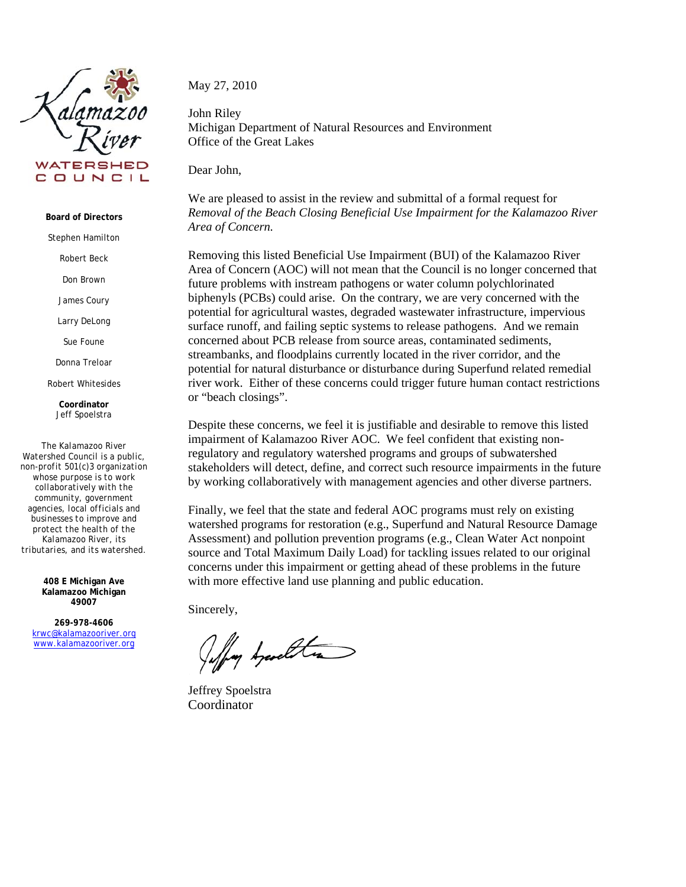Kalamazoo River

WATERSHED COUNCIL

**Board of Directors**

Stephen Hamilton

Robert Beck

Don Brown

James Coury

Larry DeLong

Sue Foune

Donna Treloar

Robert Whitesides

**Coordinator**
Jeff Spoelstra

The Kalamazoo River Watershed Council is a public, non-profit 501(c)3 organization whose purpose is to work collaboratively with the community, government agencies, local officials and businesses to improve and protect the health of the Kalamazoo River, its tributaries, and its watershed.

**408 E Michigan Ave**
**Kalamazoo Michigan**
**49007**

**269-978-4606**
krwc@kalamazooriver.org
www.kalamazooriver.org

May 27, 2010

John Riley
Michigan Department of Natural Resources and Environment
Office of the Great Lakes

Dear John,

We are pleased to assist in the review and submittal of a formal request for *Removal of the Beach Closing Beneficial Use Impairment for the Kalamazoo River Area of Concern.*

Removing this listed Beneficial Use Impairment (BUI) of the Kalamazoo River Area of Concern (AOC) will not mean that the Council is no longer concerned that future problems with instream pathogens or water column polychlorinated biphenyls (PCBs) could arise. On the contrary, we are very concerned with the potential for agricultural wastes, degraded wastewater infrastructure, impervious surface runoff, and failing septic systems to release pathogens. And we remain concerned about PCB release from source areas, contaminated sediments, streambanks, and floodplains currently located in the river corridor, and the potential for natural disturbance or disturbance during Superfund related remedial river work. Either of these concerns could trigger future human contact restrictions or "beach closings".

Despite these concerns, we feel it is justifiable and desirable to remove this listed impairment of Kalamazoo River AOC. We feel confident that existing non-regulatory and regulatory watershed programs and groups of subwatershed stakeholders will detect, define, and correct such resource impairments in the future by working collaboratively with management agencies and other diverse partners.

Finally, we feel that the state and federal AOC programs must rely on existing watershed programs for restoration (e.g., Superfund and Natural Resource Damage Assessment) and pollution prevention programs (e.g., Clean Water Act nonpoint source and Total Maximum Daily Load) for tackling issues related to our original concerns under this impairment or getting ahead of these problems in the future with more effective land use planning and public education.

Sincerely,

Jeffrey Spoelstra
Coordinator